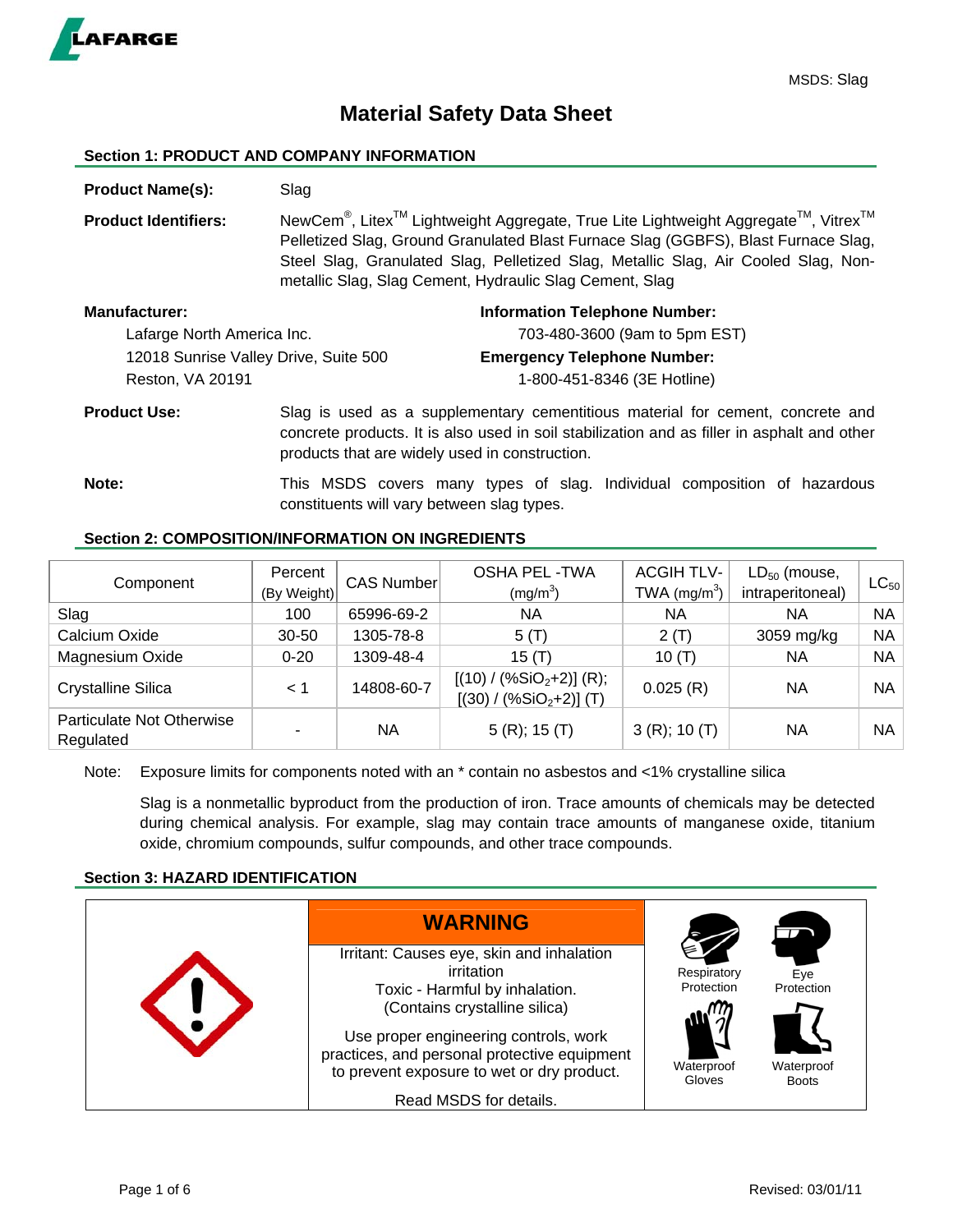# Material Safety Data Sheet

MSDS: Slag

## Section 1: PRODUCT AND COMPANY INFORMATION

**Product Name(s):** Slag

**Product Identifiers:** NewCem®, Litex™ Lightweight Aggregate, True Lite Lightweight Aggregate™, Vitrex™ Pelletized Slag, Ground Granulated Blast Furnace Slag (GGBFS), Blast Furnace Slag, Steel Slag, Granulated Slag, Pelletized Slag, Metallic Slag, Air Cooled Slag, Non-metallic Slag, Slag Cement, Hydraulic Slag Cement, Slag

**Manufacturer:**
Lafarge North America Inc.
12018 Sunrise Valley Drive, Suite 500
Reston, VA 20191

**Information Telephone Number:**
703-480-3600 (9am to 5pm EST)

**Emergency Telephone Number:**
1-800-451-8346 (3E Hotline)

**Product Use:** Slag is used as a supplementary cementitious material for cement, concrete and concrete products. It is also used in soil stabilization and as filler in asphalt and other products that are widely used in construction.

**Note:** This MSDS covers many types of slag. Individual composition of hazardous constituents will vary between slag types.

## Section 2: COMPOSITION/INFORMATION ON INGREDIENTS

| Component | Percent (By Weight) | CAS Number | OSHA PEL -TWA ($mg/m^3$) | ACGIH TLV-TWA ($mg/m^3$) | $LD_{50}$ (mouse, intraperitoneal) | $LC_{50}$ |
|---|---|---|---|---|---|---|
| Slag | 100 | 65996-69-2 | NA | NA | NA | NA |
| Calcium Oxide | 30-50 | 1305-78-8 | 5 (T) | 2 (T) | 3059 mg/kg | NA |
| Magnesium Oxide | 0-20 | 1309-48-4 | 15 (T) | 10 (T) | NA | NA |
| Crystalline Silica | < 1 | 14808-60-7 | [(10) / (%$SiO_2$+2)] (R); [(30) / (%$SiO_2$+2)] (T) | 0.025 (R) | NA | NA |
| Particulate Not Otherwise Regulated | - | NA | 5 (R); 15 (T) | 3 (R); 10 (T) | NA | NA |

Note: Exposure limits for components noted with an * contain no asbestos and <1% crystalline silica

Slag is a nonmetallic byproduct from the production of iron. Trace amounts of chemicals may be detected during chemical analysis. For example, slag may contain trace amounts of manganese oxide, titanium oxide, chromium compounds, sulfur compounds, and other trace compounds.

## Section 3: HAZARD IDENTIFICATION

**WARNING**

Irritant: Causes eye, skin and inhalation irritation
Toxic - Harmful by inhalation.
(Contains crystalline silica)

Use proper engineering controls, work practices, and personal protective equipment to prevent exposure to wet or dry product.

Read MSDS for details.

Respiratory Protection | Eye Protection | Waterproof Gloves | Waterproof Boots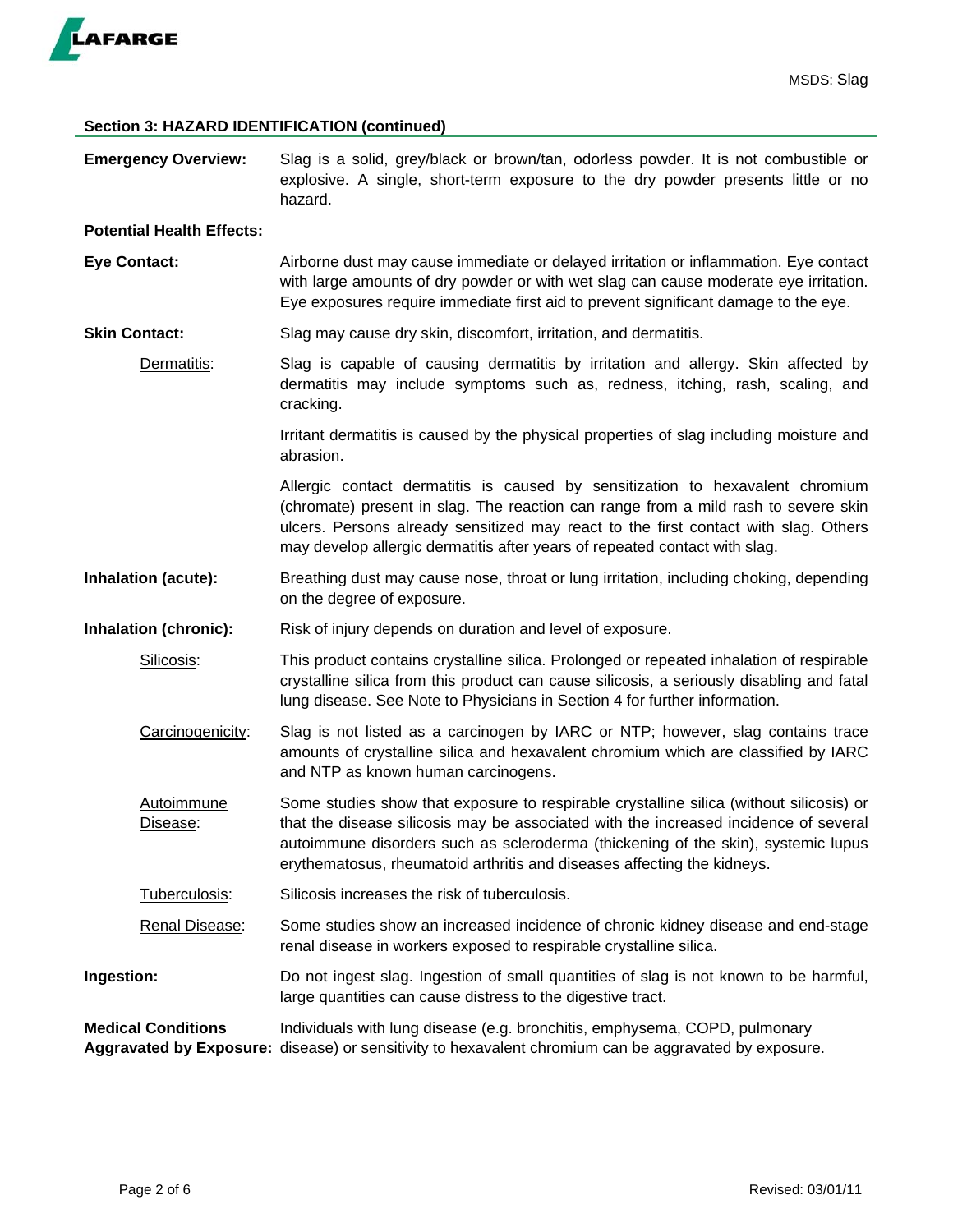## Section 3: HAZARD IDENTIFICATION (continued)

**Emergency Overview:** Slag is a solid, grey/black or brown/tan, odorless powder. It is not combustible or explosive. A single, short-term exposure to the dry powder presents little or no hazard.

**Potential Health Effects:**

**Eye Contact:** Airborne dust may cause immediate or delayed irritation or inflammation. Eye contact with large amounts of dry powder or with wet slag can cause moderate eye irritation. Eye exposures require immediate first aid to prevent significant damage to the eye.

**Skin Contact:** Slag may cause dry skin, discomfort, irritation, and dermatitis.

Dermatitis: Slag is capable of causing dermatitis by irritation and allergy. Skin affected by dermatitis may include symptoms such as, redness, itching, rash, scaling, and cracking.

Irritant dermatitis is caused by the physical properties of slag including moisture and abrasion.

Allergic contact dermatitis is caused by sensitization to hexavalent chromium (chromate) present in slag. The reaction can range from a mild rash to severe skin ulcers. Persons already sensitized may react to the first contact with slag. Others may develop allergic dermatitis after years of repeated contact with slag.

**Inhalation (acute):** Breathing dust may cause nose, throat or lung irritation, including choking, depending on the degree of exposure.

**Inhalation (chronic):** Risk of injury depends on duration and level of exposure.

Silicosis: This product contains crystalline silica. Prolonged or repeated inhalation of respirable crystalline silica from this product can cause silicosis, a seriously disabling and fatal lung disease. See Note to Physicians in Section 4 for further information.

Carcinogenicity: Slag is not listed as a carcinogen by IARC or NTP; however, slag contains trace amounts of crystalline silica and hexavalent chromium which are classified by IARC and NTP as known human carcinogens.

Autoimmune Disease: Some studies show that exposure to respirable crystalline silica (without silicosis) or that the disease silicosis may be associated with the increased incidence of several autoimmune disorders such as scleroderma (thickening of the skin), systemic lupus erythematosus, rheumatoid arthritis and diseases affecting the kidneys.

Tuberculosis: Silicosis increases the risk of tuberculosis.

Renal Disease: Some studies show an increased incidence of chronic kidney disease and end-stage renal disease in workers exposed to respirable crystalline silica.

**Ingestion:** Do not ingest slag. Ingestion of small quantities of slag is not known to be harmful, large quantities can cause distress to the digestive tract.

**Medical Conditions Aggravated by Exposure:** Individuals with lung disease (e.g. bronchitis, emphysema, COPD, pulmonary disease) or sensitivity to hexavalent chromium can be aggravated by exposure.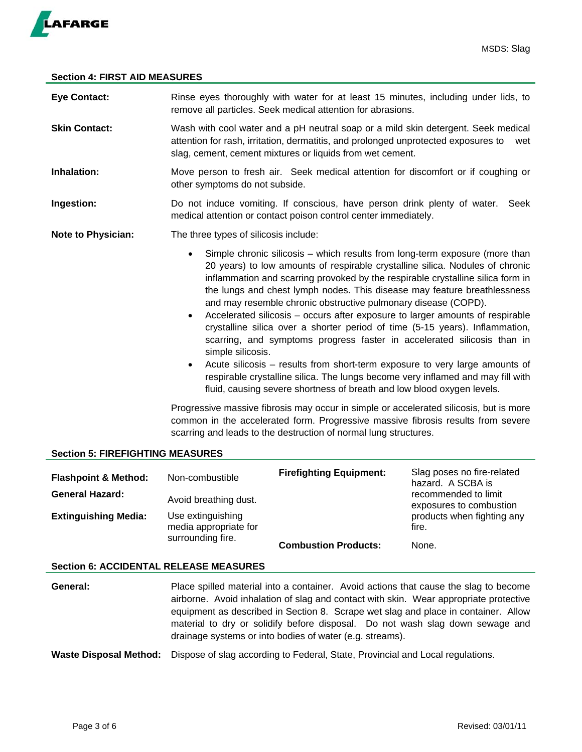## Section 4: FIRST AID MEASURES

**Eye Contact:** Rinse eyes thoroughly with water for at least 15 minutes, including under lids, to remove all particles. Seek medical attention for abrasions.

**Skin Contact:** Wash with cool water and a pH neutral soap or a mild skin detergent. Seek medical attention for rash, irritation, dermatitis, and prolonged unprotected exposures to wet slag, cement, cement mixtures or liquids from wet cement.

**Inhalation:** Move person to fresh air. Seek medical attention for discomfort or if coughing or other symptoms do not subside.

**Ingestion:** Do not induce vomiting. If conscious, have person drink plenty of water. Seek medical attention or contact poison control center immediately.

**Note to Physician:** The three types of silicosis include:

- Simple chronic silicosis – which results from long-term exposure (more than 20 years) to low amounts of respirable crystalline silica. Nodules of chronic inflammation and scarring provoked by the respirable crystalline silica form in the lungs and chest lymph nodes. This disease may feature breathlessness and may resemble chronic obstructive pulmonary disease (COPD).
- Accelerated silicosis – occurs after exposure to larger amounts of respirable crystalline silica over a shorter period of time (5-15 years). Inflammation, scarring, and symptoms progress faster in accelerated silicosis than in simple silicosis.
- Acute silicosis – results from short-term exposure to very large amounts of respirable crystalline silica. The lungs become very inflamed and may fill with fluid, causing severe shortness of breath and low blood oxygen levels.

Progressive massive fibrosis may occur in simple or accelerated silicosis, but is more common in the accelerated form. Progressive massive fibrosis results from severe scarring and leads to the destruction of normal lung structures.

## Section 5: FIREFIGHTING MEASURES

**Flashpoint & Method:** Non-combustible

**General Hazard:** Avoid breathing dust.

**Extinguishing Media:** Use extinguishing media appropriate for surrounding fire.

**Firefighting Equipment:** Slag poses no fire-related hazard. A SCBA is recommended to limit exposures to combustion products when fighting any fire.

**Combustion Products:** None.

## Section 6: ACCIDENTAL RELEASE MEASURES

**General:** Place spilled material into a container. Avoid actions that cause the slag to become airborne. Avoid inhalation of slag and contact with skin. Wear appropriate protective equipment as described in Section 8. Scrape wet slag and place in container. Allow material to dry or solidify before disposal. Do not wash slag down sewage and drainage systems or into bodies of water (e.g. streams).

**Waste Disposal Method:** Dispose of slag according to Federal, State, Provincial and Local regulations.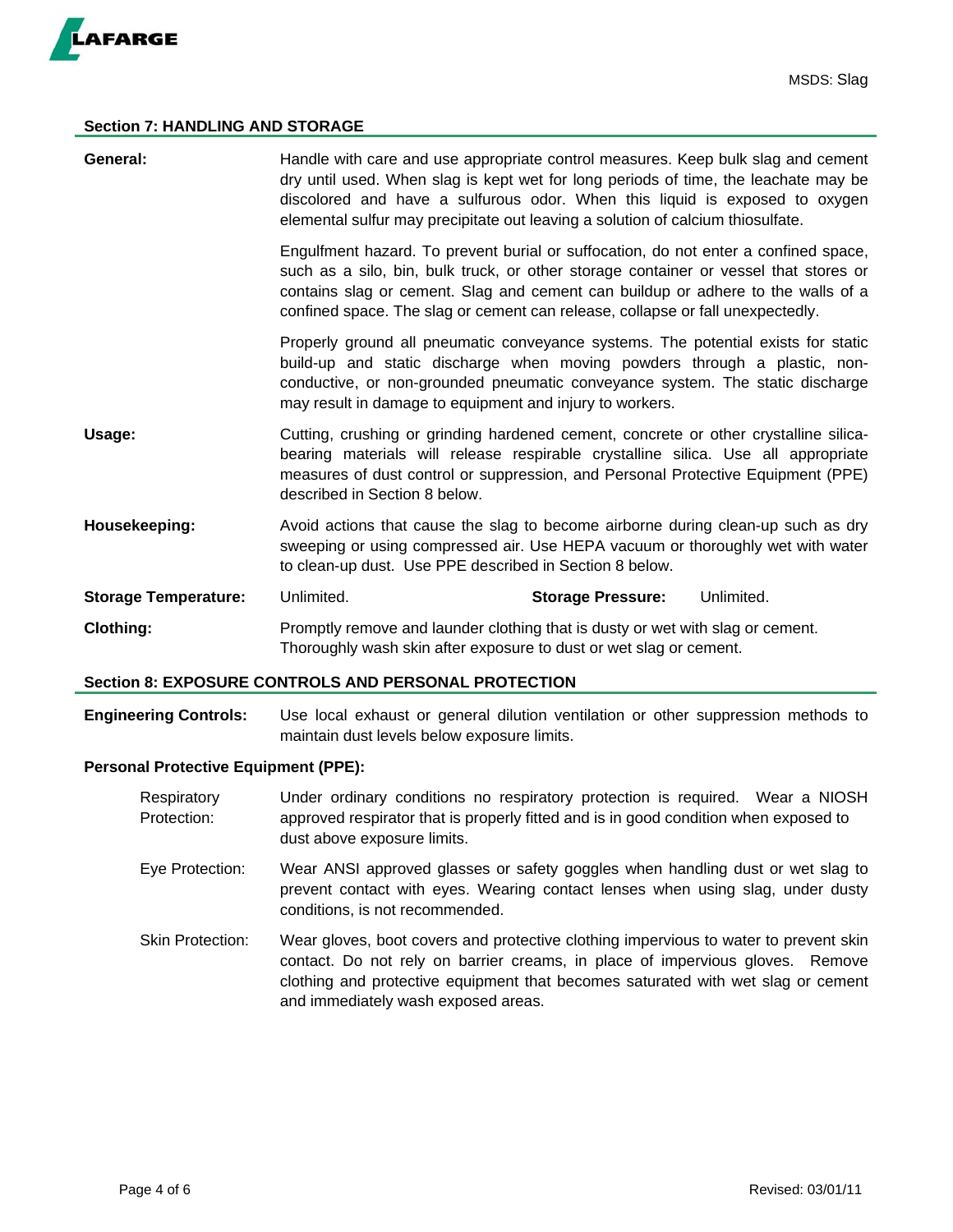## Section 7: HANDLING AND STORAGE

**General:** Handle with care and use appropriate control measures. Keep bulk slag and cement dry until used. When slag is kept wet for long periods of time, the leachate may be discolored and have a sulfurous odor. When this liquid is exposed to oxygen elemental sulfur may precipitate out leaving a solution of calcium thiosulfate.

Engulfment hazard. To prevent burial or suffocation, do not enter a confined space, such as a silo, bin, bulk truck, or other storage container or vessel that stores or contains slag or cement. Slag and cement can buildup or adhere to the walls of a confined space. The slag or cement can release, collapse or fall unexpectedly.

Properly ground all pneumatic conveyance systems. The potential exists for static build-up and static discharge when moving powders through a plastic, non-conductive, or non-grounded pneumatic conveyance system. The static discharge may result in damage to equipment and injury to workers.

**Usage:** Cutting, crushing or grinding hardened cement, concrete or other crystalline silica-bearing materials will release respirable crystalline silica. Use all appropriate measures of dust control or suppression, and Personal Protective Equipment (PPE) described in Section 8 below.

**Housekeeping:** Avoid actions that cause the slag to become airborne during clean-up such as dry sweeping or using compressed air. Use HEPA vacuum or thoroughly wet with water to clean-up dust. Use PPE described in Section 8 below.

**Storage Temperature:** Unlimited. **Storage Pressure:** Unlimited.

**Clothing:** Promptly remove and launder clothing that is dusty or wet with slag or cement. Thoroughly wash skin after exposure to dust or wet slag or cement.

## Section 8: EXPOSURE CONTROLS AND PERSONAL PROTECTION

**Engineering Controls:** Use local exhaust or general dilution ventilation or other suppression methods to maintain dust levels below exposure limits.

**Personal Protective Equipment (PPE):**

Respiratory Protection: Under ordinary conditions no respiratory protection is required. Wear a NIOSH approved respirator that is properly fitted and is in good condition when exposed to dust above exposure limits.

Eye Protection: Wear ANSI approved glasses or safety goggles when handling dust or wet slag to prevent contact with eyes. Wearing contact lenses when using slag, under dusty conditions, is not recommended.

Skin Protection: Wear gloves, boot covers and protective clothing impervious to water to prevent skin contact. Do not rely on barrier creams, in place of impervious gloves. Remove clothing and protective equipment that becomes saturated with wet slag or cement and immediately wash exposed areas.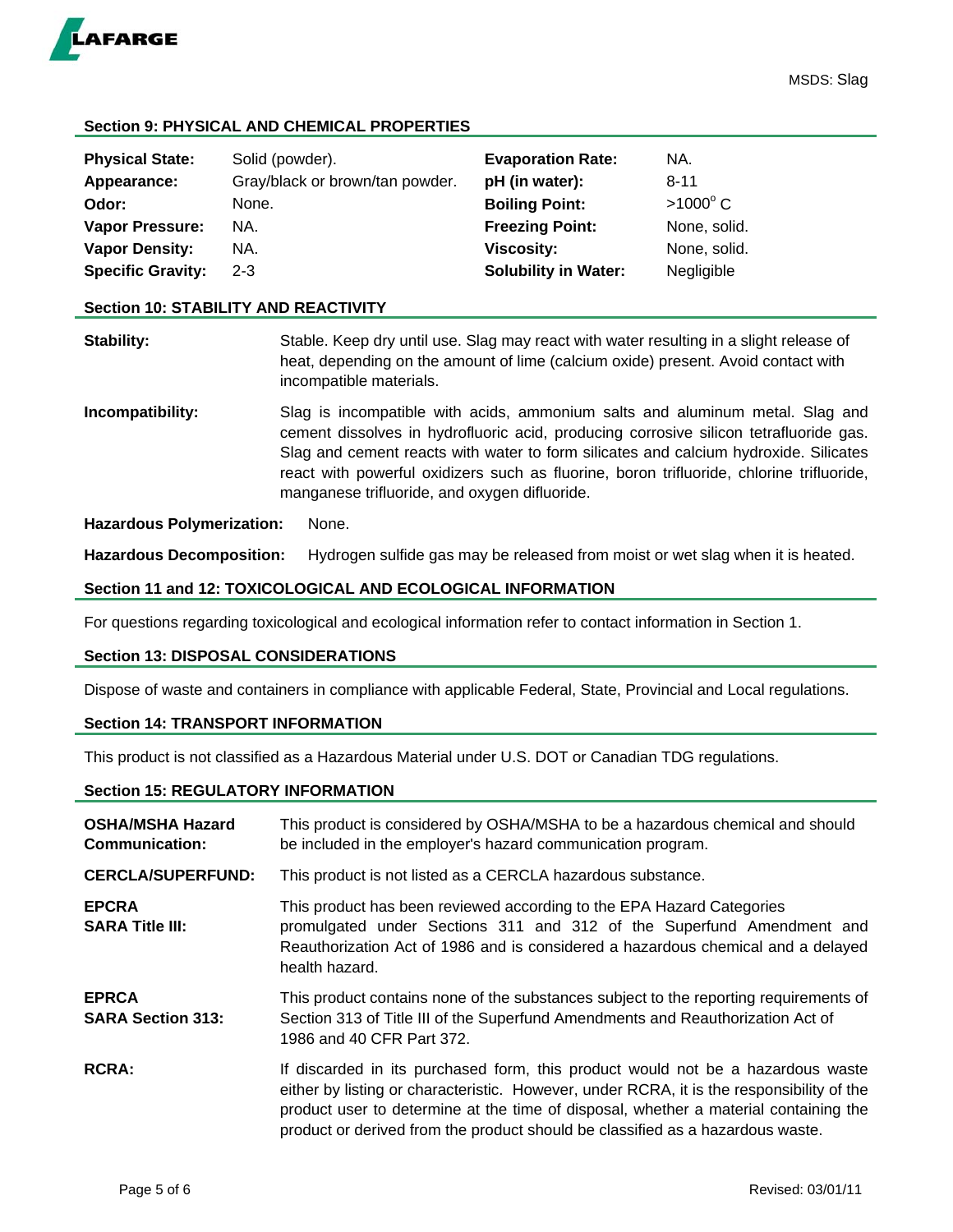## Section 9: PHYSICAL AND CHEMICAL PROPERTIES

| | | | |
|---|---|---|---|
| **Physical State:** | Solid (powder). | **Evaporation Rate:** | NA. |
| **Appearance:** | Gray/black or brown/tan powder. | **pH (in water):** | 8-11 |
| **Odor:** | None. | **Boiling Point:** | >1000° C |
| **Vapor Pressure:** | NA. | **Freezing Point:** | None, solid. |
| **Vapor Density:** | NA. | **Viscosity:** | None, solid. |
| **Specific Gravity:** | 2-3 | **Solubility in Water:** | Negligible |

## Section 10: STABILITY AND REACTIVITY

**Stability:** Stable. Keep dry until use. Slag may react with water resulting in a slight release of heat, depending on the amount of lime (calcium oxide) present. Avoid contact with incompatible materials.

**Incompatibility:** Slag is incompatible with acids, ammonium salts and aluminum metal. Slag and cement dissolves in hydrofluoric acid, producing corrosive silicon tetrafluoride gas. Slag and cement reacts with water to form silicates and calcium hydroxide. Silicates react with powerful oxidizers such as fluorine, boron trifluoride, chlorine trifluoride, manganese trifluoride, and oxygen difluoride.

**Hazardous Polymerization:** None.

**Hazardous Decomposition:** Hydrogen sulfide gas may be released from moist or wet slag when it is heated.

## Section 11 and 12: TOXICOLOGICAL AND ECOLOGICAL INFORMATION

For questions regarding toxicological and ecological information refer to contact information in Section 1.

## Section 13: DISPOSAL CONSIDERATIONS

Dispose of waste and containers in compliance with applicable Federal, State, Provincial and Local regulations.

## Section 14: TRANSPORT INFORMATION

This product is not classified as a Hazardous Material under U.S. DOT or Canadian TDG regulations.

## Section 15: REGULATORY INFORMATION

**OSHA/MSHA Hazard Communication:** This product is considered by OSHA/MSHA to be a hazardous chemical and should be included in the employer's hazard communication program.

**CERCLA/SUPERFUND:** This product is not listed as a CERCLA hazardous substance.

**EPCRA SARA Title III:** This product has been reviewed according to the EPA Hazard Categories promulgated under Sections 311 and 312 of the Superfund Amendment and Reauthorization Act of 1986 and is considered a hazardous chemical and a delayed health hazard.

**EPRCA SARA Section 313:** This product contains none of the substances subject to the reporting requirements of Section 313 of Title III of the Superfund Amendments and Reauthorization Act of 1986 and 40 CFR Part 372.

**RCRA:** If discarded in its purchased form, this product would not be a hazardous waste either by listing or characteristic. However, under RCRA, it is the responsibility of the product user to determine at the time of disposal, whether a material containing the product or derived from the product should be classified as a hazardous waste.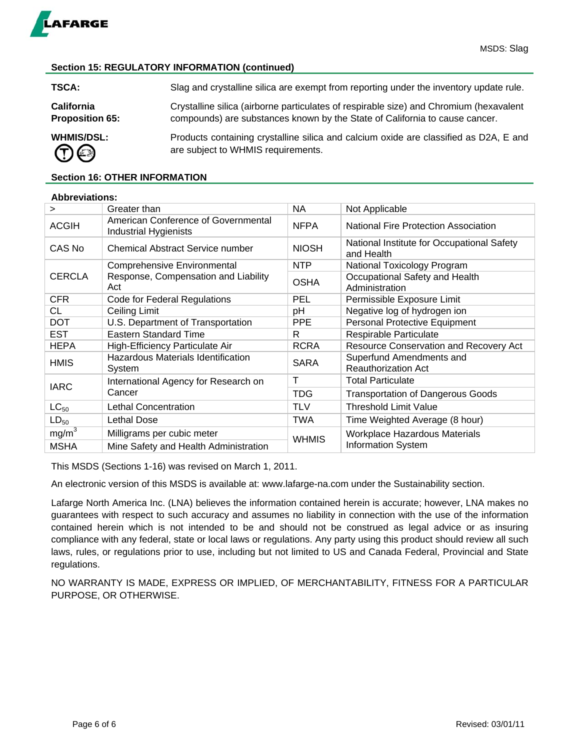## Section 15: REGULATORY INFORMATION (continued)

| | |
|---|---|
| **TSCA:** | Slag and crystalline silica are exempt from reporting under the inventory update rule. |
| **California Proposition 65:** | Crystalline silica (airborne particulates of respirable size) and Chromium (hexavalent compounds) are substances known by the State of California to cause cancer. |
| **WHMIS/DSL:** | Products containing crystalline silica and calcium oxide are classified as D2A, E and are subject to WHMIS requirements. |

## Section 16: OTHER INFORMATION

**Abbreviations:**

| | | | |
|---|---|---|---|
| > | Greater than | NA | Not Applicable |
| ACGIH | American Conference of Governmental Industrial Hygienists | NFPA | National Fire Protection Association |
| CAS No | Chemical Abstract Service number | NIOSH | National Institute for Occupational Safety and Health |
| CERCLA | Comprehensive Environmental Response, Compensation and Liability Act | NTP | National Toxicology Program |
| | | OSHA | Occupational Safety and Health Administration |
| CFR | Code for Federal Regulations | PEL | Permissible Exposure Limit |
| CL | Ceiling Limit | pH | Negative log of hydrogen ion |
| DOT | U.S. Department of Transportation | PPE | Personal Protective Equipment |
| EST | Eastern Standard Time | R | Respirable Particulate |
| HEPA | High-Efficiency Particulate Air | RCRA | Resource Conservation and Recovery Act |
| HMIS | Hazardous Materials Identification System | SARA | Superfund Amendments and Reauthorization Act |
| IARC | International Agency for Research on Cancer | T | Total Particulate |
| | | TDG | Transportation of Dangerous Goods |
| $LC_{50}$ | Lethal Concentration | TLV | Threshold Limit Value |
| $LD_{50}$ | Lethal Dose | TWA | Time Weighted Average (8 hour) |
| $mg/m^3$ | Milligrams per cubic meter | WHMIS | Workplace Hazardous Materials Information System |
| MSHA | Mine Safety and Health Administration | | |

This MSDS (Sections 1-16) was revised on March 1, 2011.

An electronic version of this MSDS is available at: www.lafarge-na.com under the Sustainability section.

Lafarge North America Inc. (LNA) believes the information contained herein is accurate; however, LNA makes no guarantees with respect to such accuracy and assumes no liability in connection with the use of the information contained herein which is not intended to be and should not be construed as legal advice or as insuring compliance with any federal, state or local laws or regulations. Any party using this product should review all such laws, rules, or regulations prior to use, including but not limited to US and Canada Federal, Provincial and State regulations.

NO WARRANTY IS MADE, EXPRESS OR IMPLIED, OF MERCHANTABILITY, FITNESS FOR A PARTICULAR PURPOSE, OR OTHERWISE.